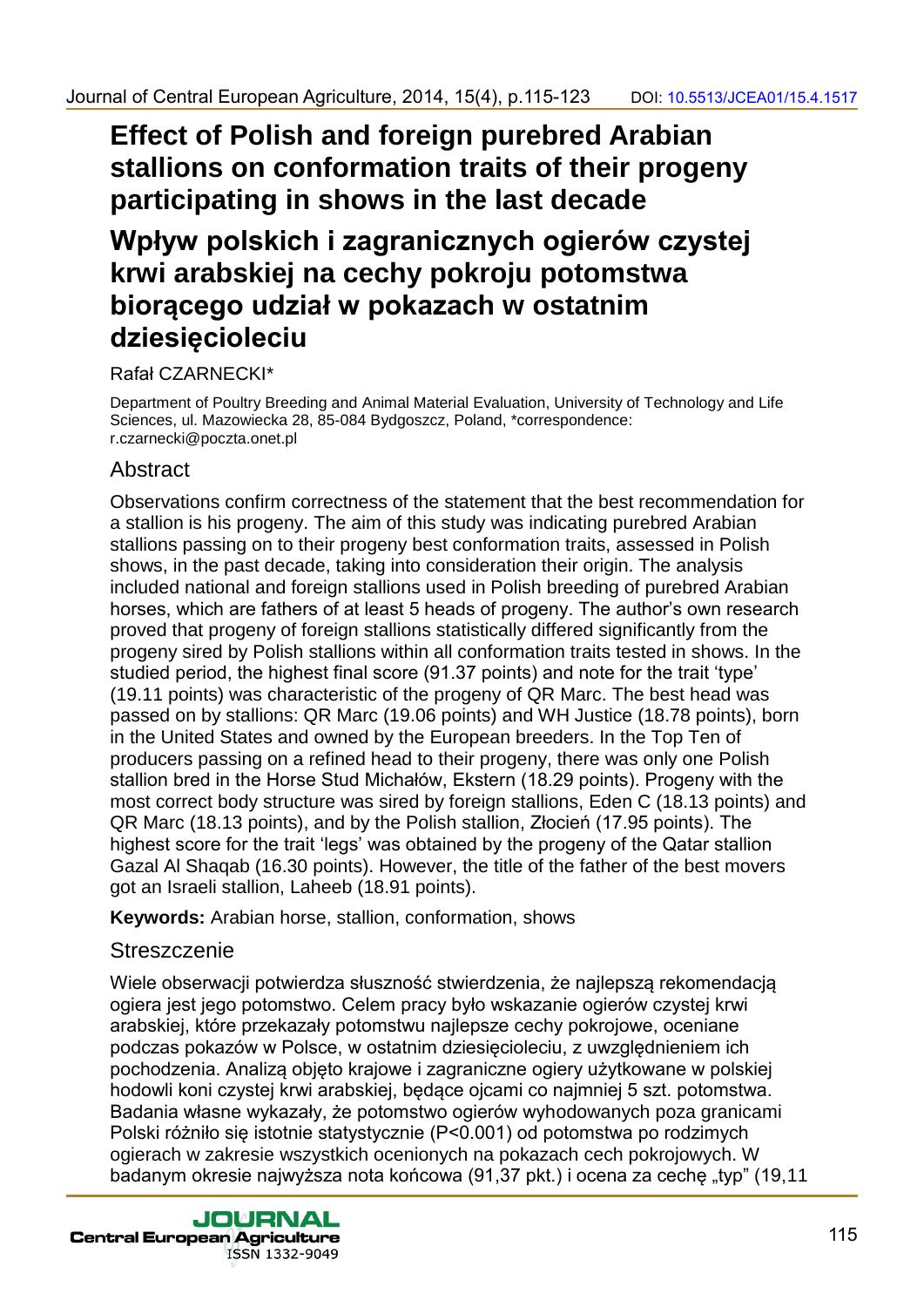# Effect of Polish and foreign purebred Arabian stallions on conformation traits of their progeny participating in shows in the last decade

# Wpływ polskich i zagranicznych ogierów czystej krwi arabskiej na cechy pokroju potomstwa biorącego udział w pokazach w ostatnim dziesięcioleciu

Rafał CZARNECKI*

Department of Poultry Breeding and Animal Material Evaluation, University of Technology and Life Sciences, ul. Mazowiecka 28, 85-084 Bydgoszcz, Poland, *correspondence: r.czarnecki@poczta.onet.pl

## Abstract

Observations confirm correctness of the statement that the best recommendation for a stallion is his progeny. The aim of this study was indicating purebred Arabian stallions passing on to their progeny best conformation traits, assessed in Polish shows, in the past decade, taking into consideration their origin. The analysis included national and foreign stallions used in Polish breeding of purebred Arabian horses, which are fathers of at least 5 heads of progeny. The author's own research proved that progeny of foreign stallions statistically differed significantly from the progeny sired by Polish stallions within all conformation traits tested in shows. In the studied period, the highest final score (91.37 points) and note for the trait 'type' (19.11 points) was characteristic of the progeny of QR Marc. The best head was passed on by stallions: QR Marc (19.06 points) and WH Justice (18.78 points), born in the United States and owned by the European breeders. In the Top Ten of producers passing on a refined head to their progeny, there was only one Polish stallion bred in the Horse Stud Michałów, Ekstern (18.29 points). Progeny with the most correct body structure was sired by foreign stallions, Eden C (18.13 points) and QR Marc (18.13 points), and by the Polish stallion, Złocień (17.95 points). The highest score for the trait 'legs' was obtained by the progeny of the Qatar stallion Gazal Al Shaqab (16.30 points). However, the title of the father of the best movers got an Israeli stallion, Laheeb (18.91 points).

**Keywords:** Arabian horse, stallion, conformation, shows

## Streszczenie

Wiele obserwacji potwierdza słuszność stwierdzenia, że najlepszą rekomendacją ogiera jest jego potomstwo. Celem pracy było wskazanie ogierów czystej krwi arabskiej, które przekazały potomstwu najlepsze cechy pokrojowe, oceniane podczas pokazów w Polsce, w ostatnim dziesięcioleciu, z uwzględnieniem ich pochodzenia. Analizą objęto krajowe i zagraniczne ogiery użytkowane w polskiej hodowli koni czystej krwi arabskiej, będące ojcami co najmniej 5 szt. potomstwa. Badania własne wykazały, że potomstwo ogierów wyhodowanych poza granicami Polski różniło się istotnie statystycznie ($P<0.001$) od potomstwa po rodzimych ogierach w zakresie wszystkich ocenionych na pokazach cech pokrojowych. W badanym okresie najwyższa nota końcowa (91,37 pkt.) i ocena za cechę „typ" (19,11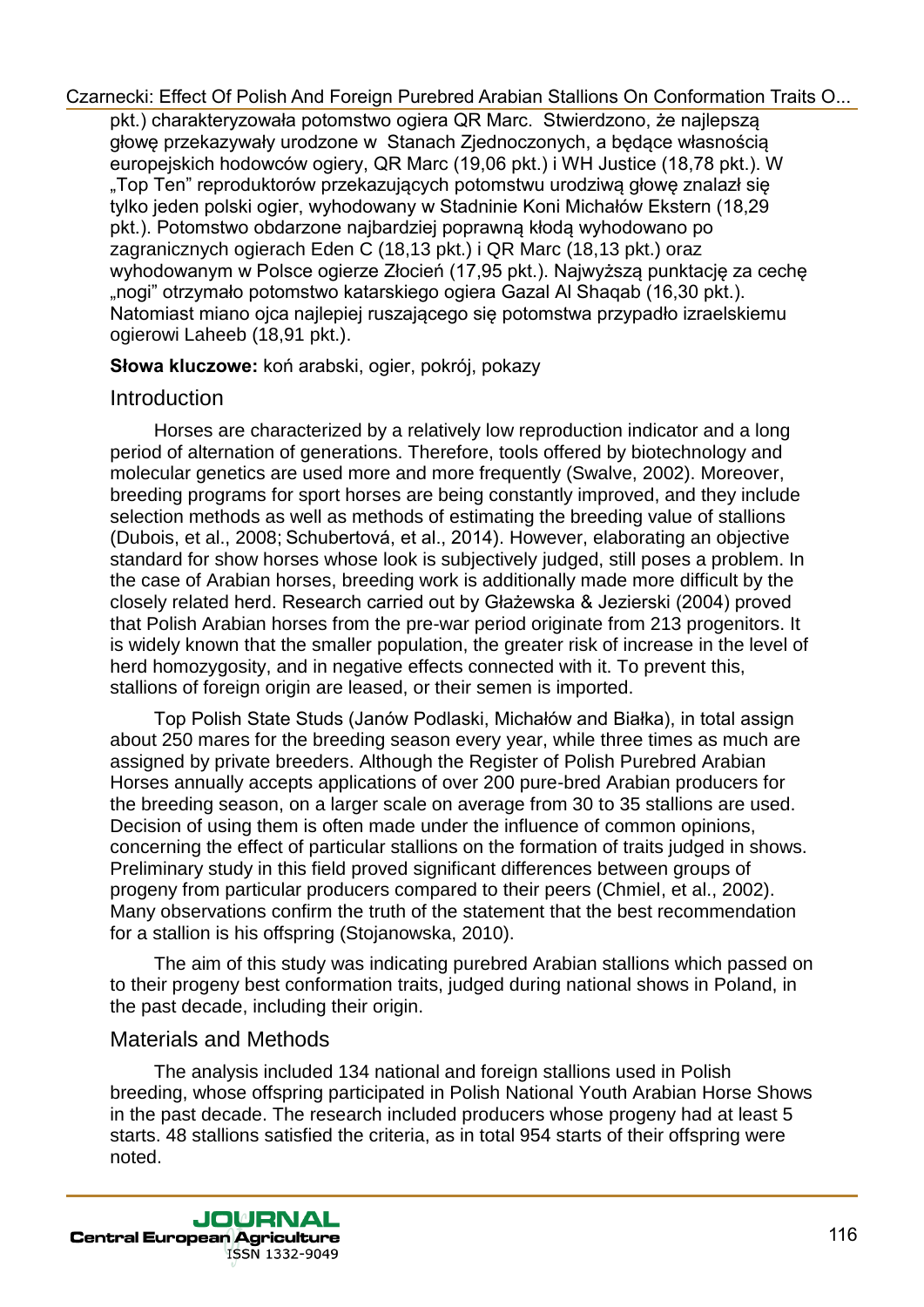pkt.) charakteryzowała potomstwo ogiera QR Marc. Stwierdzono, że najlepszą głowę przekazywały urodzone w Stanach Zjednoczonych, a będące własnością europejskich hodowców ogiery, QR Marc (19,06 pkt.) i WH Justice (18,78 pkt.). W „Top Ten" reproduktorów przekazujących potomstwu urodziwą głowę znalazł się tylko jeden polski ogier, wyhodowany w Stadninie Koni Michałów Ekstern (18,29 pkt.). Potomstwo obdarzone najbardziej poprawną kłodą wyhodowano po zagranicznych ogierach Eden C (18,13 pkt.) i QR Marc (18,13 pkt.) oraz wyhodowanym w Polsce ogierze Złocień (17,95 pkt.). Najwyższą punktację za cechę „nogi" otrzymało potomstwo katarskiego ogiera Gazal Al Shaqab (16,30 pkt.). Natomiast miano ojca najlepiej ruszającego się potomstwa przypadło izraelskiemu ogierowi Laheeb (18,91 pkt.).

**Słowa kluczowe:** koń arabski, ogier, pokrój, pokazy

## Introduction

Horses are characterized by a relatively low reproduction indicator and a long period of alternation of generations. Therefore, tools offered by biotechnology and molecular genetics are used more and more frequently (Swalve, 2002). Moreover, breeding programs for sport horses are being constantly improved, and they include selection methods as well as methods of estimating the breeding value of stallions (Dubois, et al., 2008; Schubertová, et al., 2014). However, elaborating an objective standard for show horses whose look is subjectively judged, still poses a problem. In the case of Arabian horses, breeding work is additionally made more difficult by the closely related herd. Research carried out by Głażewska & Jezierski (2004) proved that Polish Arabian horses from the pre-war period originate from 213 progenitors. It is widely known that the smaller population, the greater risk of increase in the level of herd homozygosity, and in negative effects connected with it. To prevent this, stallions of foreign origin are leased, or their semen is imported.

Top Polish State Studs (Janów Podlaski, Michałów and Białka), in total assign about 250 mares for the breeding season every year, while three times as much are assigned by private breeders. Although the Register of Polish Purebred Arabian Horses annually accepts applications of over 200 pure-bred Arabian producers for the breeding season, on a larger scale on average from 30 to 35 stallions are used. Decision of using them is often made under the influence of common opinions, concerning the effect of particular stallions on the formation of traits judged in shows. Preliminary study in this field proved significant differences between groups of progeny from particular producers compared to their peers (Chmiel, et al., 2002). Many observations confirm the truth of the statement that the best recommendation for a stallion is his offspring (Stojanowska, 2010).

The aim of this study was indicating purebred Arabian stallions which passed on to their progeny best conformation traits, judged during national shows in Poland, in the past decade, including their origin.

## Materials and Methods

The analysis included 134 national and foreign stallions used in Polish breeding, whose offspring participated in Polish National Youth Arabian Horse Shows in the past decade. The research included producers whose progeny had at least 5 starts. 48 stallions satisfied the criteria, as in total 954 starts of their offspring were noted.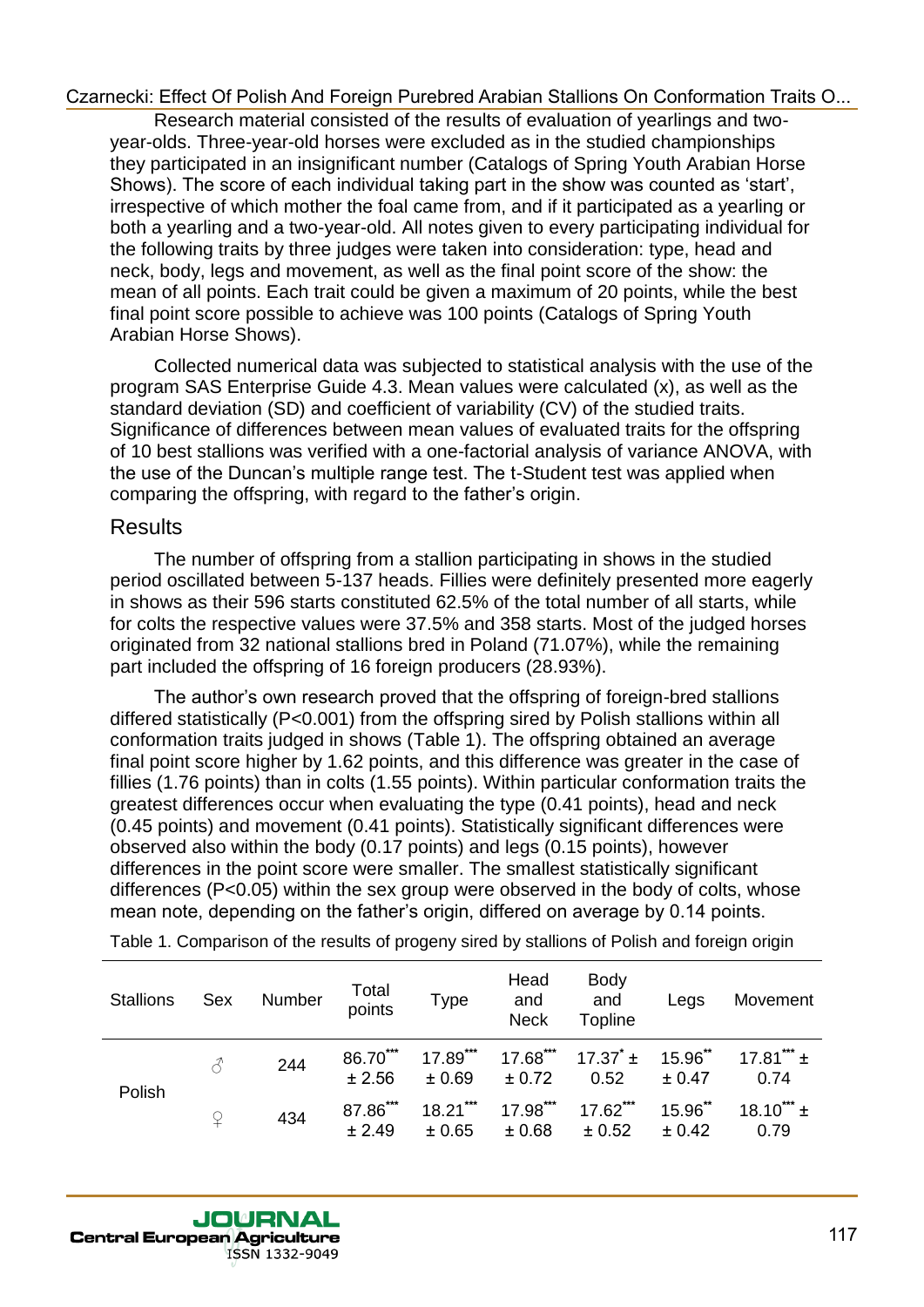Research material consisted of the results of evaluation of yearlings and two-year-olds. Three-year-old horses were excluded as in the studied championships they participated in an insignificant number (Catalogs of Spring Youth Arabian Horse Shows). The score of each individual taking part in the show was counted as 'start', irrespective of which mother the foal came from, and if it participated as a yearling or both a yearling and a two-year-old. All notes given to every participating individual for the following traits by three judges were taken into consideration: type, head and neck, body, legs and movement, as well as the final point score of the show: the mean of all points. Each trait could be given a maximum of 20 points, while the best final point score possible to achieve was 100 points (Catalogs of Spring Youth Arabian Horse Shows).

Collected numerical data was subjected to statistical analysis with the use of the program SAS Enterprise Guide 4.3. Mean values were calculated (x), as well as the standard deviation (SD) and coefficient of variability (CV) of the studied traits. Significance of differences between mean values of evaluated traits for the offspring of 10 best stallions was verified with a one-factorial analysis of variance ANOVA, with the use of the Duncan's multiple range test. The t-Student test was applied when comparing the offspring, with regard to the father's origin.

## Results

The number of offspring from a stallion participating in shows in the studied period oscillated between 5-137 heads. Fillies were definitely presented more eagerly in shows as their 596 starts constituted 62.5% of the total number of all starts, while for colts the respective values were 37.5% and 358 starts. Most of the judged horses originated from 32 national stallions bred in Poland (71.07%), while the remaining part included the offspring of 16 foreign producers (28.93%).

The author's own research proved that the offspring of foreign-bred stallions differed statistically (P<0.001) from the offspring sired by Polish stallions within all conformation traits judged in shows (Table 1). The offspring obtained an average final point score higher by 1.62 points, and this difference was greater in the case of fillies (1.76 points) than in colts (1.55 points). Within particular conformation traits the greatest differences occur when evaluating the type (0.41 points), head and neck (0.45 points) and movement (0.41 points). Statistically significant differences were observed also within the body (0.17 points) and legs (0.15 points), however differences in the point score were smaller. The smallest statistically significant differences (P<0.05) within the sex group were observed in the body of colts, whose mean note, depending on the father's origin, differed on average by 0.14 points.

Table 1. Comparison of the results of progeny sired by stallions of Polish and foreign origin

| Stallions | Sex | Number | Total points | Type | Head and Neck | Body and Topline | Legs | Movement |
|---|---|---|---|---|---|---|---|---|
| Polish | ♂ | 244 | 86.70*** ± 2.56 | 17.89*** ± 0.69 | 17.68*** ± 0.72 | 17.37* ± 0.52 | 15.96** ± 0.47 | 17.81*** ± 0.74 |
| | ♀ | 434 | 87.86*** ± 2.49 | 18.21*** ± 0.65 | 17.98*** ± 0.68 | 17.62*** ± 0.52 | 15.96** ± 0.42 | 18.10*** ± 0.79 |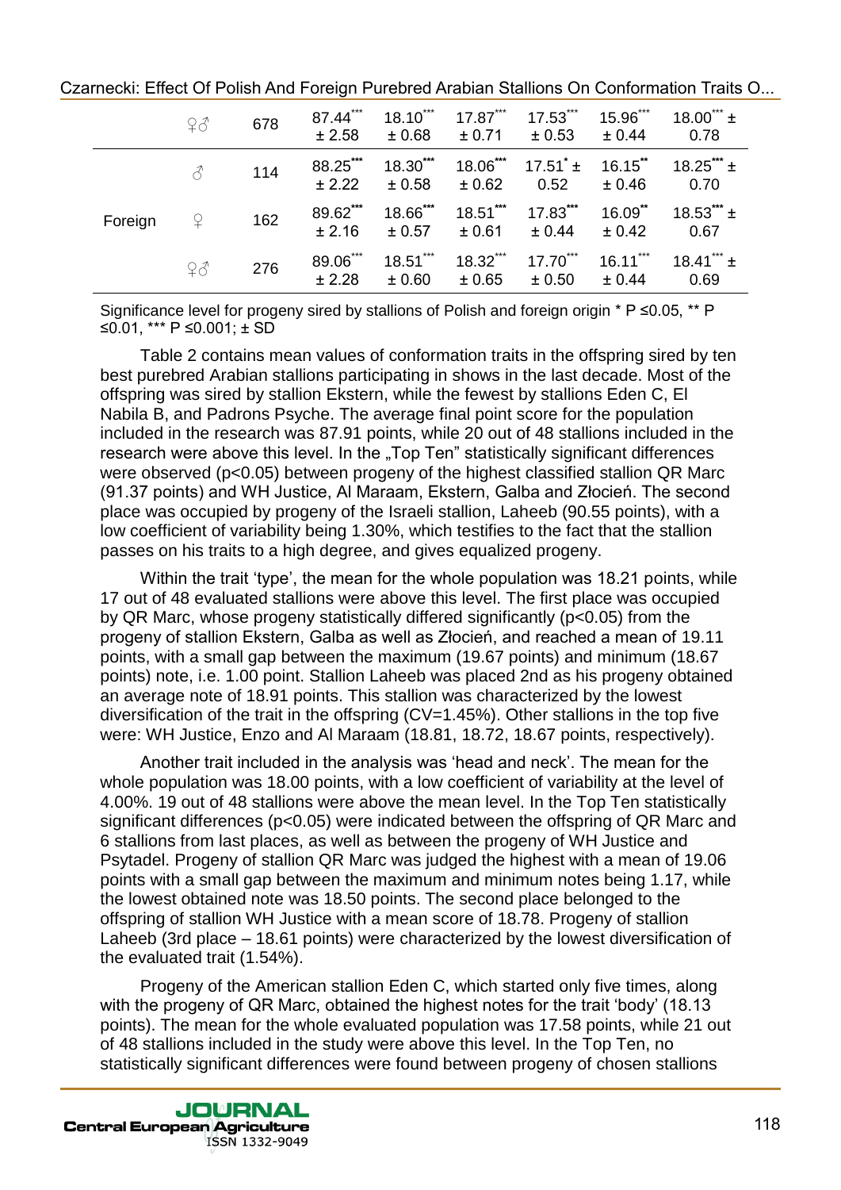| | | | | | | | | |
|---|---|---|---|---|---|---|---|---|
| | ♀♂ | 678 | 87.44*** ± 2.58 | 18.10*** ± 0.68 | 17.87*** ± 0.71 | 17.53*** ± 0.53 | 15.96*** ± 0.44 | 18.00*** ± 0.78 |
| Foreign | ♂ | 114 | 88.25*** ± 2.22 | 18.30*** ± 0.58 | 18.06*** ± 0.62 | 17.51* ± 0.52 | 16.15** ± 0.46 | 18.25*** ± 0.70 |
| | ♀ | 162 | 89.62*** ± 2.16 | 18.66*** ± 0.57 | 18.51*** ± 0.61 | 17.83*** ± 0.44 | 16.09** ± 0.42 | 18.53*** ± 0.67 |
| | ♀♂ | 276 | 89.06*** ± 2.28 | 18.51*** ± 0.60 | 18.32*** ± 0.65 | 17.70*** ± 0.50 | 16.11*** ± 0.44 | 18.41*** ± 0.69 |

Significance level for progeny sired by stallions of Polish and foreign origin * $P \leq 0.05$, ** $P \leq 0.01$, *** $P \leq 0.001$; ± SD

Table 2 contains mean values of conformation traits in the offspring sired by ten best purebred Arabian stallions participating in shows in the last decade. Most of the offspring was sired by stallion Ekstern, while the fewest by stallions Eden C, El Nabila B, and Padrons Psyche. The average final point score for the population included in the research was 87.91 points, while 20 out of 48 stallions included in the research were above this level. In the „Top Ten" statistically significant differences were observed ($p<0.05$) between progeny of the highest classified stallion QR Marc (91.37 points) and WH Justice, Al Maraam, Ekstern, Galba and Złocień. The second place was occupied by progeny of the Israeli stallion, Laheeb (90.55 points), with a low coefficient of variability being 1.30%, which testifies to the fact that the stallion passes on his traits to a high degree, and gives equalized progeny.

Within the trait 'type', the mean for the whole population was 18.21 points, while 17 out of 48 evaluated stallions were above this level. The first place was occupied by QR Marc, whose progeny statistically differed significantly ($p<0.05$) from the progeny of stallion Ekstern, Galba as well as Złocień, and reached a mean of 19.11 points, with a small gap between the maximum (19.67 points) and minimum (18.67 points) note, i.e. 1.00 point. Stallion Laheeb was placed 2nd as his progeny obtained an average note of 18.91 points. This stallion was characterized by the lowest diversification of the trait in the offspring (CV=1.45%). Other stallions in the top five were: WH Justice, Enzo and Al Maraam (18.81, 18.72, 18.67 points, respectively).

Another trait included in the analysis was 'head and neck'. The mean for the whole population was 18.00 points, with a low coefficient of variability at the level of 4.00%. 19 out of 48 stallions were above the mean level. In the Top Ten statistically significant differences ($p<0.05$) were indicated between the offspring of QR Marc and 6 stallions from last places, as well as between the progeny of WH Justice and Psytadel. Progeny of stallion QR Marc was judged the highest with a mean of 19.06 points with a small gap between the maximum and minimum notes being 1.17, while the lowest obtained note was 18.50 points. The second place belonged to the offspring of stallion WH Justice with a mean score of 18.78. Progeny of stallion Laheeb (3rd place – 18.61 points) were characterized by the lowest diversification of the evaluated trait (1.54%).

Progeny of the American stallion Eden C, which started only five times, along with the progeny of QR Marc, obtained the highest notes for the trait 'body' (18.13 points). The mean for the whole evaluated population was 17.58 points, while 21 out of 48 stallions included in the study were above this level. In the Top Ten, no statistically significant differences were found between progeny of chosen stallions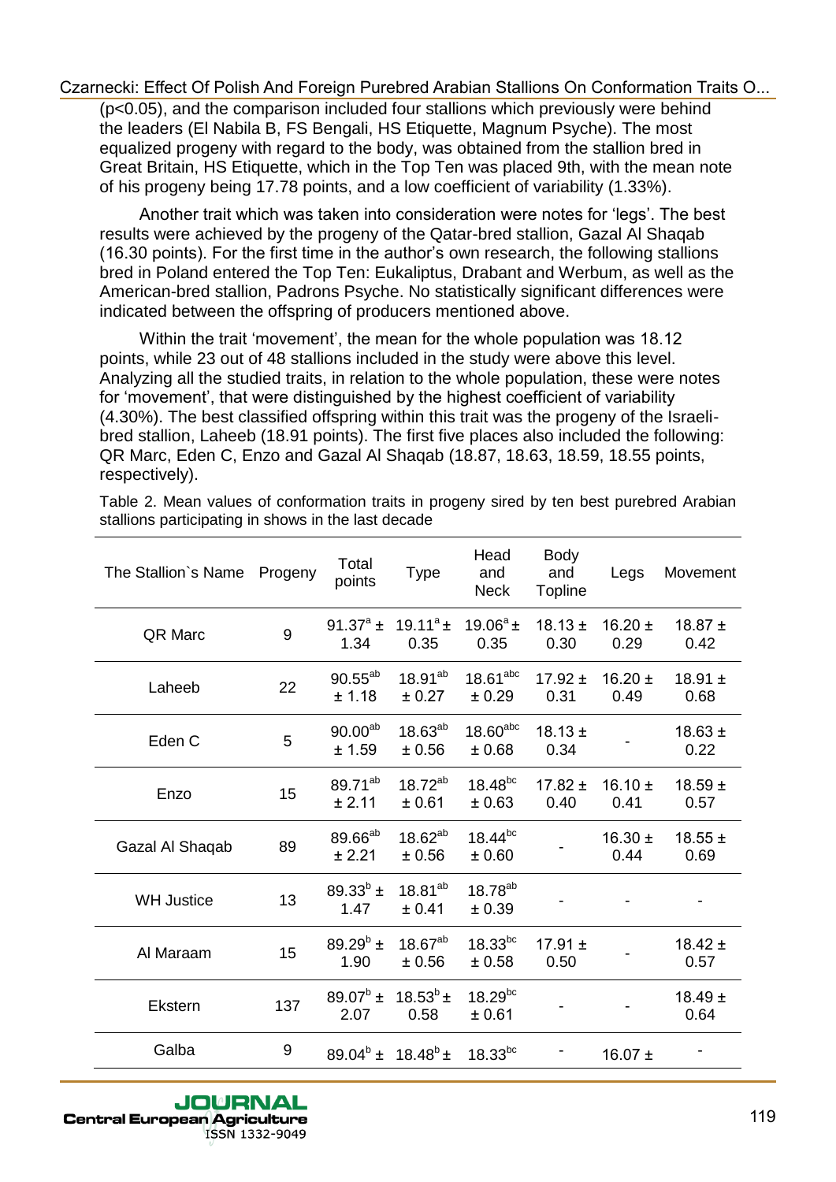(p<0.05), and the comparison included four stallions which previously were behind the leaders (El Nabila B, FS Bengali, HS Etiquette, Magnum Psyche). The most equalized progeny with regard to the body, was obtained from the stallion bred in Great Britain, HS Etiquette, which in the Top Ten was placed 9th, with the mean note of his progeny being 17.78 points, and a low coefficient of variability (1.33%).

Another trait which was taken into consideration were notes for 'legs'. The best results were achieved by the progeny of the Qatar-bred stallion, Gazal Al Shaqab (16.30 points). For the first time in the author's own research, the following stallions bred in Poland entered the Top Ten: Eukaliptus, Drabant and Werbum, as well as the American-bred stallion, Padrons Psyche. No statistically significant differences were indicated between the offspring of producers mentioned above.

Within the trait 'movement', the mean for the whole population was 18.12 points, while 23 out of 48 stallions included in the study were above this level. Analyzing all the studied traits, in relation to the whole population, these were notes for 'movement', that were distinguished by the highest coefficient of variability (4.30%). The best classified offspring within this trait was the progeny of the Israeli-bred stallion, Laheeb (18.91 points). The first five places also included the following: QR Marc, Eden C, Enzo and Gazal Al Shaqab (18.87, 18.63, 18.59, 18.55 points, respectively).

Table 2. Mean values of conformation traits in progeny sired by ten best purebred Arabian stallions participating in shows in the last decade

| The Stallion`s Name | Progeny | Total points | Type | Head and Neck | Body and Topline | Legs | Movement |
|---|---|---|---|---|---|---|---|
| QR Marc | 9 | $91.37^{a} \pm 1.34$ | $19.11^{a} \pm 0.35$ | $19.06^{a} \pm 0.35$ | $18.13 \pm 0.30$ | $16.20 \pm 0.29$ | $18.87 \pm 0.42$ |
| Laheeb | 22 | $90.55^{ab} \pm 1.18$ | $18.91^{ab} \pm 0.27$ | $18.61^{abc} \pm 0.29$ | $17.92 \pm 0.31$ | $16.20 \pm 0.49$ | $18.91 \pm 0.68$ |
| Eden C | 5 | $90.00^{ab} \pm 1.59$ | $18.63^{ab} \pm 0.56$ | $18.60^{abc} \pm 0.68$ | $18.13 \pm 0.34$ | - | $18.63 \pm 0.22$ |
| Enzo | 15 | $89.71^{ab} \pm 2.11$ | $18.72^{ab} \pm 0.61$ | $18.48^{bc} \pm 0.63$ | $17.82 \pm 0.40$ | $16.10 \pm 0.41$ | $18.59 \pm 0.57$ |
| Gazal Al Shaqab | 89 | $89.66^{ab} \pm 2.21$ | $18.62^{ab} \pm 0.56$ | $18.44^{bc} \pm 0.60$ | - | $16.30 \pm 0.44$ | $18.55 \pm 0.69$ |
| WH Justice | 13 | $89.33^{b} \pm 1.47$ | $18.81^{ab} \pm 0.41$ | $18.78^{ab} \pm 0.39$ | - | - | - |
| Al Maraam | 15 | $89.29^{b} \pm 1.90$ | $18.67^{ab} \pm 0.56$ | $18.33^{bc} \pm 0.58$ | $17.91 \pm 0.50$ | - | $18.42 \pm 0.57$ |
| Ekstern | 137 | $89.07^{b} \pm 2.07$ | $18.53^{b} \pm 0.58$ | $18.29^{bc} \pm 0.61$ | - | - | $18.49 \pm 0.64$ |
| Galba | 9 | $89.04^{b} \pm$ | $18.48^{b} \pm$ | $18.33^{bc}$ | - | $16.07 \pm$ | - |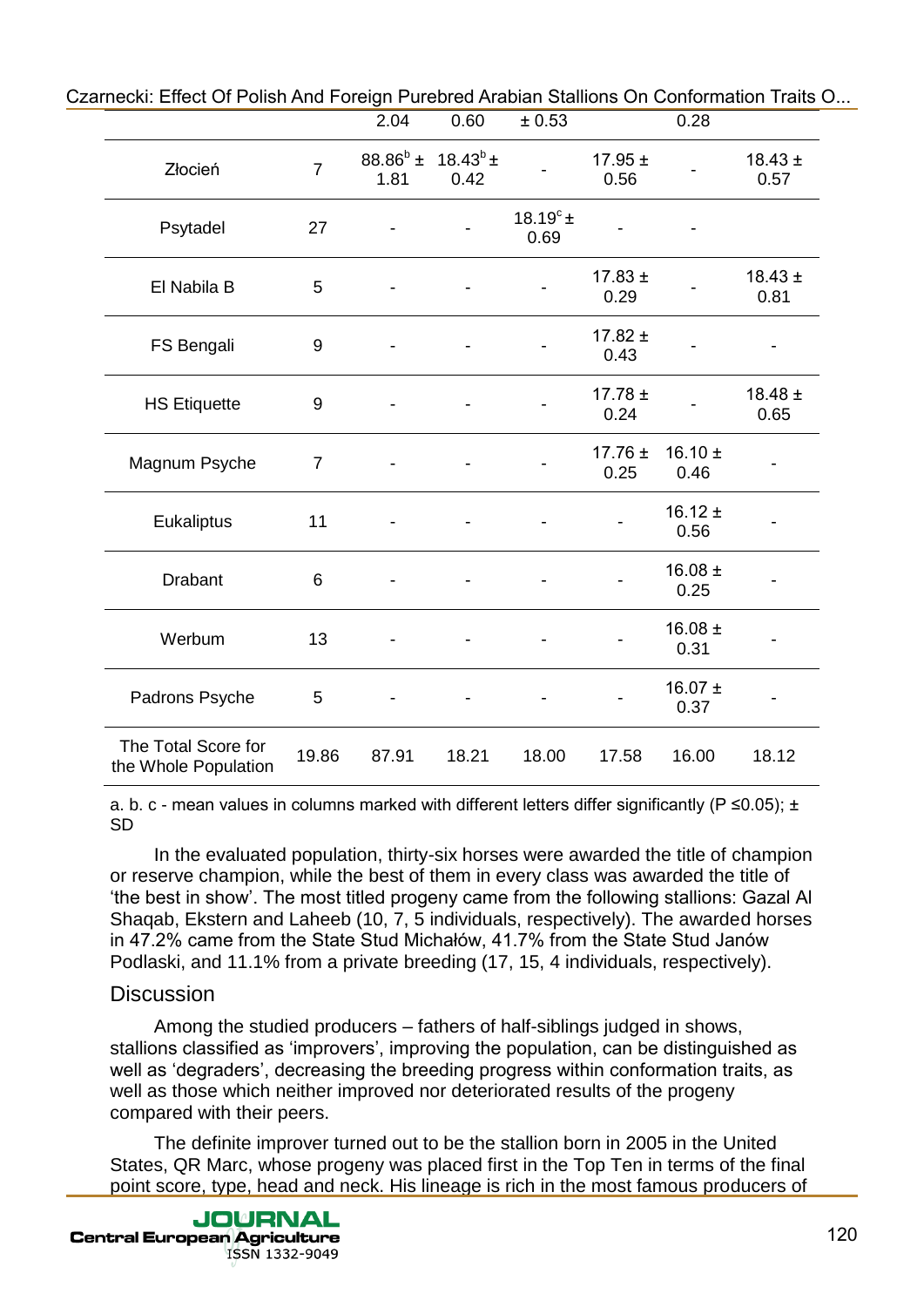| | | 2.04 | 0.60 | ± 0.53 | | 0.28 | |
|---|---|---|---|---|---|---|---|
| Złocień | 7 | $88.86^b$ ± 1.81 | $18.43^b$ ± 0.42 | - | 17.95 ± 0.56 | - | 18.43 ± 0.57 |
| Psytadel | 27 | - | - | $18.19^c$ ± 0.69 | - | - | |
| El Nabila B | 5 | - | - | - | 17.83 ± 0.29 | - | 18.43 ± 0.81 |
| FS Bengali | 9 | - | - | - | 17.82 ± 0.43 | - | - |
| HS Etiquette | 9 | - | - | - | 17.78 ± 0.24 | - | 18.48 ± 0.65 |
| Magnum Psyche | 7 | - | - | - | 17.76 ± 0.25 | 16.10 ± 0.46 | - |
| Eukaliptus | 11 | - | - | - | - | 16.12 ± 0.56 | - |
| Drabant | 6 | - | - | - | - | 16.08 ± 0.25 | - |
| Werbum | 13 | - | - | - | - | 16.08 ± 0.31 | - |
| Padrons Psyche | 5 | - | - | - | - | 16.07 ± 0.37 | - |
| The Total Score for the Whole Population | 19.86 | 87.91 | 18.21 | 18.00 | 17.58 | 16.00 | 18.12 |

a. b. c - mean values in columns marked with different letters differ significantly ($P \leq 0.05$); ± SD

In the evaluated population, thirty-six horses were awarded the title of champion or reserve champion, while the best of them in every class was awarded the title of 'the best in show'. The most titled progeny came from the following stallions: Gazal Al Shaqab, Ekstern and Laheeb (10, 7, 5 individuals, respectively). The awarded horses in 47.2% came from the State Stud Michałów, 41.7% from the State Stud Janów Podlaski, and 11.1% from a private breeding (17, 15, 4 individuals, respectively).

## Discussion

Among the studied producers – fathers of half-siblings judged in shows, stallions classified as 'improvers', improving the population, can be distinguished as well as 'degraders', decreasing the breeding progress within conformation traits, as well as those which neither improved nor deteriorated results of the progeny compared with their peers.

The definite improver turned out to be the stallion born in 2005 in the United States, QR Marc, whose progeny was placed first in the Top Ten in terms of the final point score, type, head and neck. His lineage is rich in the most famous producers of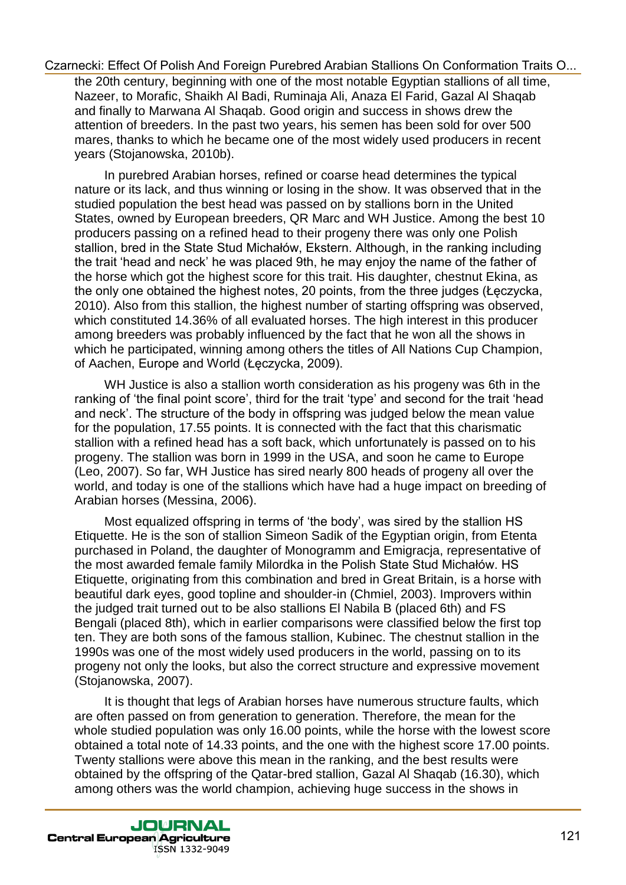the 20th century, beginning with one of the most notable Egyptian stallions of all time, Nazeer, to Morafic, Shaikh Al Badi, Ruminaja Ali, Anaza El Farid, Gazal Al Shaqab and finally to Marwana Al Shaqab. Good origin and success in shows drew the attention of breeders. In the past two years, his semen has been sold for over 500 mares, thanks to which he became one of the most widely used producers in recent years (Stojanowska, 2010b).

In purebred Arabian horses, refined or coarse head determines the typical nature or its lack, and thus winning or losing in the show. It was observed that in the studied population the best head was passed on by stallions born in the United States, owned by European breeders, QR Marc and WH Justice. Among the best 10 producers passing on a refined head to their progeny there was only one Polish stallion, bred in the State Stud Michałów, Ekstern. Although, in the ranking including the trait 'head and neck' he was placed 9th, he may enjoy the name of the father of the horse which got the highest score for this trait. His daughter, chestnut Ekina, as the only one obtained the highest notes, 20 points, from the three judges (Łęczycka, 2010). Also from this stallion, the highest number of starting offspring was observed, which constituted 14.36% of all evaluated horses. The high interest in this producer among breeders was probably influenced by the fact that he won all the shows in which he participated, winning among others the titles of All Nations Cup Champion, of Aachen, Europe and World (Łęczycka, 2009).

WH Justice is also a stallion worth consideration as his progeny was 6th in the ranking of 'the final point score', third for the trait 'type' and second for the trait 'head and neck'. The structure of the body in offspring was judged below the mean value for the population, 17.55 points. It is connected with the fact that this charismatic stallion with a refined head has a soft back, which unfortunately is passed on to his progeny. The stallion was born in 1999 in the USA, and soon he came to Europe (Leo, 2007). So far, WH Justice has sired nearly 800 heads of progeny all over the world, and today is one of the stallions which have had a huge impact on breeding of Arabian horses (Messina, 2006).

Most equalized offspring in terms of 'the body', was sired by the stallion HS Etiquette. He is the son of stallion Simeon Sadik of the Egyptian origin, from Etenta purchased in Poland, the daughter of Monogramm and Emigracja, representative of the most awarded female family Milordka in the Polish State Stud Michałów. HS Etiquette, originating from this combination and bred in Great Britain, is a horse with beautiful dark eyes, good topline and shoulder-in (Chmiel, 2003). Improvers within the judged trait turned out to be also stallions El Nabila B (placed 6th) and FS Bengali (placed 8th), which in earlier comparisons were classified below the first top ten. They are both sons of the famous stallion, Kubinec. The chestnut stallion in the 1990s was one of the most widely used producers in the world, passing on to its progeny not only the looks, but also the correct structure and expressive movement (Stojanowska, 2007).

It is thought that legs of Arabian horses have numerous structure faults, which are often passed on from generation to generation. Therefore, the mean for the whole studied population was only 16.00 points, while the horse with the lowest score obtained a total note of 14.33 points, and the one with the highest score 17.00 points. Twenty stallions were above this mean in the ranking, and the best results were obtained by the offspring of the Qatar-bred stallion, Gazal Al Shaqab (16.30), which among others was the world champion, achieving huge success in the shows in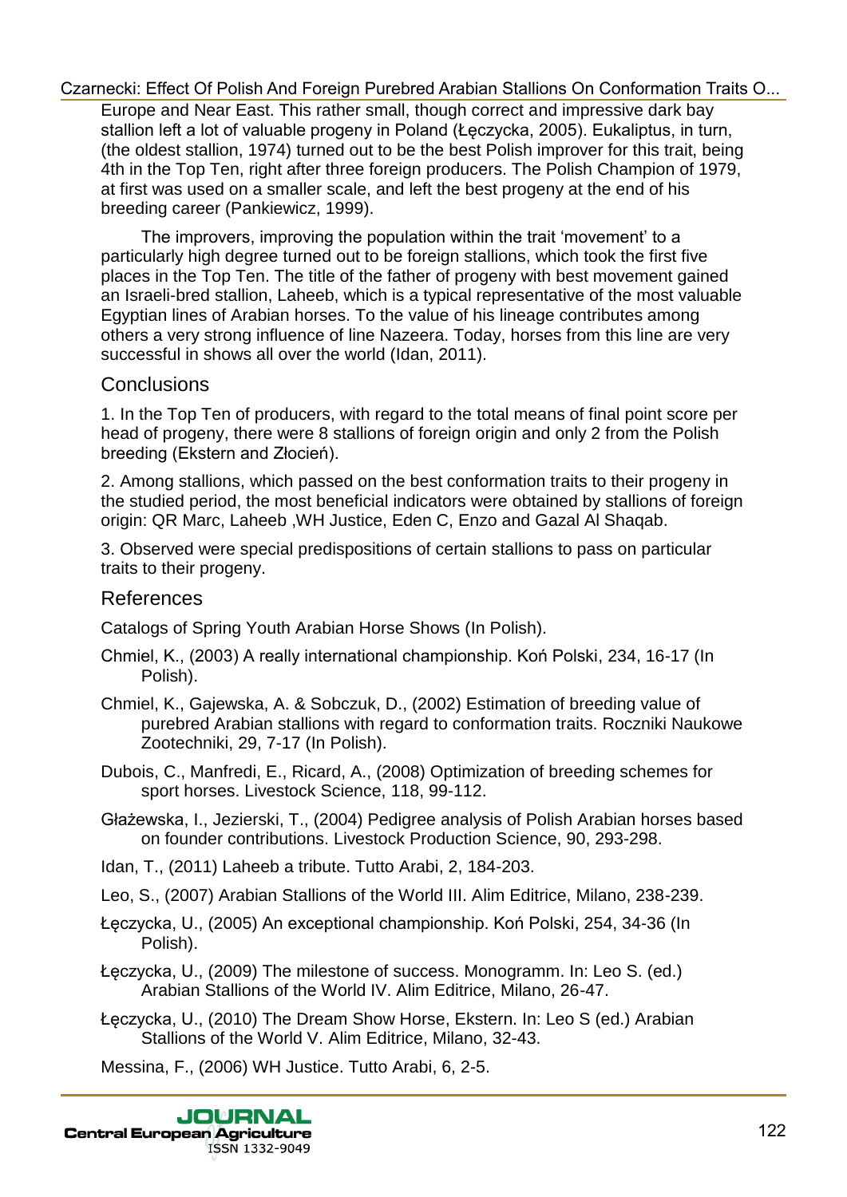Europe and Near East. This rather small, though correct and impressive dark bay stallion left a lot of valuable progeny in Poland (Łęczycka, 2005). Eukaliptus, in turn, (the oldest stallion, 1974) turned out to be the best Polish improver for this trait, being 4th in the Top Ten, right after three foreign producers. The Polish Champion of 1979, at first was used on a smaller scale, and left the best progeny at the end of his breeding career (Pankiewicz, 1999).

The improvers, improving the population within the trait 'movement' to a particularly high degree turned out to be foreign stallions, which took the first five places in the Top Ten. The title of the father of progeny with best movement gained an Israeli-bred stallion, Laheeb, which is a typical representative of the most valuable Egyptian lines of Arabian horses. To the value of his lineage contributes among others a very strong influence of line Nazeera. Today, horses from this line are very successful in shows all over the world (Idan, 2011).

## Conclusions

1. In the Top Ten of producers, with regard to the total means of final point score per head of progeny, there were 8 stallions of foreign origin and only 2 from the Polish breeding (Ekstern and Złocień).

2. Among stallions, which passed on the best conformation traits to their progeny in the studied period, the most beneficial indicators were obtained by stallions of foreign origin: QR Marc, Laheeb ,WH Justice, Eden C, Enzo and Gazal Al Shaqab.

3. Observed were special predispositions of certain stallions to pass on particular traits to their progeny.

## References

Catalogs of Spring Youth Arabian Horse Shows (In Polish).

Chmiel, K., (2003) A really international championship. Koń Polski, 234, 16-17 (In Polish).

Chmiel, K., Gajewska, A. & Sobczuk, D., (2002) Estimation of breeding value of purebred Arabian stallions with regard to conformation traits. Roczniki Naukowe Zootechniki, 29, 7-17 (In Polish).

Dubois, C., Manfredi, E., Ricard, A., (2008) Optimization of breeding schemes for sport horses. Livestock Science, 118, 99-112.

Głażewska, I., Jezierski, T., (2004) Pedigree analysis of Polish Arabian horses based on founder contributions. Livestock Production Science, 90, 293-298.

Idan, T., (2011) Laheeb a tribute. Tutto Arabi, 2, 184-203.

Leo, S., (2007) Arabian Stallions of the World III. Alim Editrice, Milano, 238-239.

Łęczycka, U., (2005) An exceptional championship. Koń Polski, 254, 34-36 (In Polish).

Łęczycka, U., (2009) The milestone of success. Monogramm. In: Leo S. (ed.) Arabian Stallions of the World IV. Alim Editrice, Milano, 26-47.

Łęczycka, U., (2010) The Dream Show Horse, Ekstern. In: Leo S (ed.) Arabian Stallions of the World V. Alim Editrice, Milano, 32-43.

Messina, F., (2006) WH Justice. Tutto Arabi, 6, 2-5.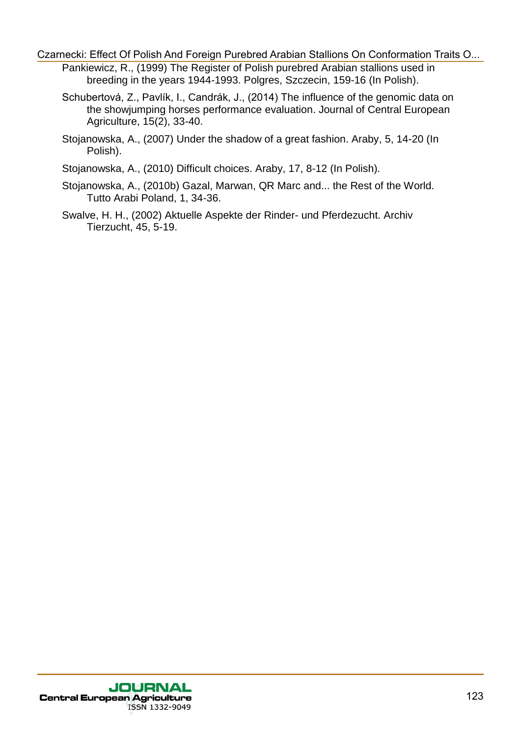Pankiewicz, R., (1999) The Register of Polish purebred Arabian stallions used in breeding in the years 1944-1993. Polgres, Szczecin, 159-16 (In Polish).

Schubertová, Z., Pavlík, I., Candrák, J., (2014) The influence of the genomic data on the showjumping horses performance evaluation. Journal of Central European Agriculture, 15(2), 33-40.

Stojanowska, A., (2007) Under the shadow of a great fashion. Araby, 5, 14-20 (In Polish).

Stojanowska, A., (2010) Difficult choices. Araby, 17, 8-12 (In Polish).

Stojanowska, A., (2010b) Gazal, Marwan, QR Marc and... the Rest of the World. Tutto Arabi Poland, 1, 34-36.

Swalve, H. H., (2002) Aktuelle Aspekte der Rinder- und Pferdezucht. Archiv Tierzucht, 45, 5-19.